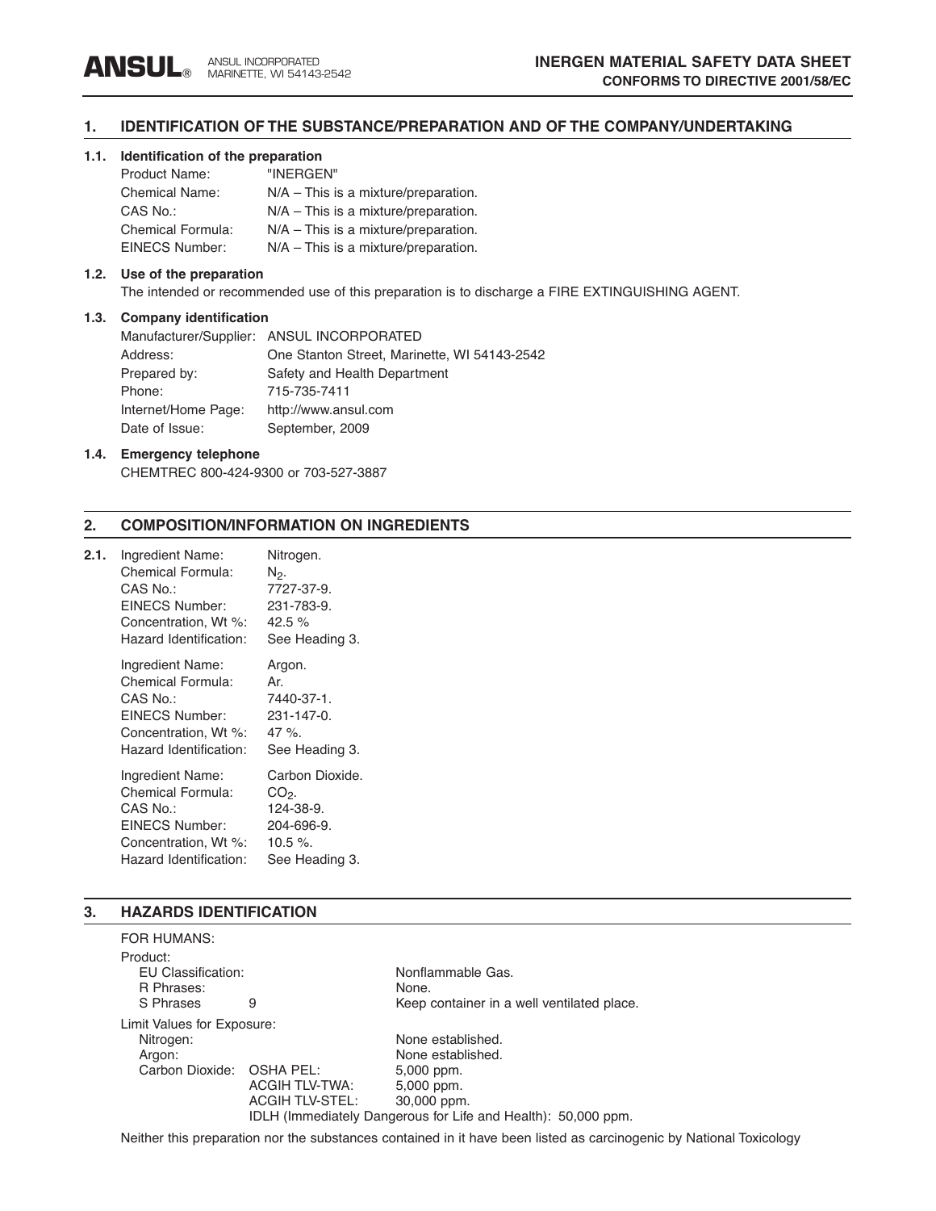**ANSUL**® ANSUL INCORPORATED
MARINETTE, WI 54143-2542

**INERGEN MATERIAL SAFETY DATA SHEET**
**CONFORMS TO DIRECTIVE 2001/58/EC**

## 1. IDENTIFICATION OF THE SUBSTANCE/PREPARATION AND OF THE COMPANY/UNDERTAKING

### 1.1. Identification of the preparation

| | |
|---|---|
| Product Name: | "INERGEN" |
| Chemical Name: | N/A – This is a mixture/preparation. |
| CAS No.: | N/A – This is a mixture/preparation. |
| Chemical Formula: | N/A – This is a mixture/preparation. |
| EINECS Number: | N/A – This is a mixture/preparation. |

### 1.2. Use of the preparation

The intended or recommended use of this preparation is to discharge a FIRE EXTINGUISHING AGENT.

### 1.3. Company identification

| | |
|---|---|
| Manufacturer/Supplier: | ANSUL INCORPORATED |
| Address: | One Stanton Street, Marinette, WI 54143-2542 |
| Prepared by: | Safety and Health Department |
| Phone: | 715-735-7411 |
| Internet/Home Page: | http://www.ansul.com |
| Date of Issue: | September, 2009 |

### 1.4. Emergency telephone

CHEMTREC 800-424-9300 or 703-527-3887

## 2. COMPOSITION/INFORMATION ON INGREDIENTS

**2.1.**

| | |
|---|---|
| Ingredient Name: | Nitrogen. |
| Chemical Formula: | $N_2$. |
| CAS No.: | 7727-37-9. |
| EINECS Number: | 231-783-9. |
| Concentration, Wt %: | 42.5 % |
| Hazard Identification: | See Heading 3. |

| | |
|---|---|
| Ingredient Name: | Argon. |
| Chemical Formula: | Ar. |
| CAS No.: | 7440-37-1. |
| EINECS Number: | 231-147-0. |
| Concentration, Wt %: | 47 %. |
| Hazard Identification: | See Heading 3. |

| | |
|---|---|
| Ingredient Name: | Carbon Dioxide. |
| Chemical Formula: | $CO_2$. |
| CAS No.: | 124-38-9. |
| EINECS Number: | 204-696-9. |
| Concentration, Wt %: | 10.5 %. |
| Hazard Identification: | See Heading 3. |

## 3. HAZARDS IDENTIFICATION

FOR HUMANS:

Product:

| | | |
|---|---|---|
| EU Classification: | | Nonflammable Gas. |
| R Phrases: | | None. |
| S Phrases | 9 | Keep container in a well ventilated place. |

Limit Values for Exposure:

| | | |
|---|---|---|
| Nitrogen: | | None established. |
| Argon: | | None established. |
| Carbon Dioxide: | OSHA PEL: | 5,000 ppm. |
| | ACGIH TLV-TWA: | 5,000 ppm. |
| | ACGIH TLV-STEL: | 30,000 ppm. |
| | IDLH (Immediately Dangerous for Life and Health): 50,000 ppm. | |

Neither this preparation nor the substances contained in it have been listed as carcinogenic by National Toxicology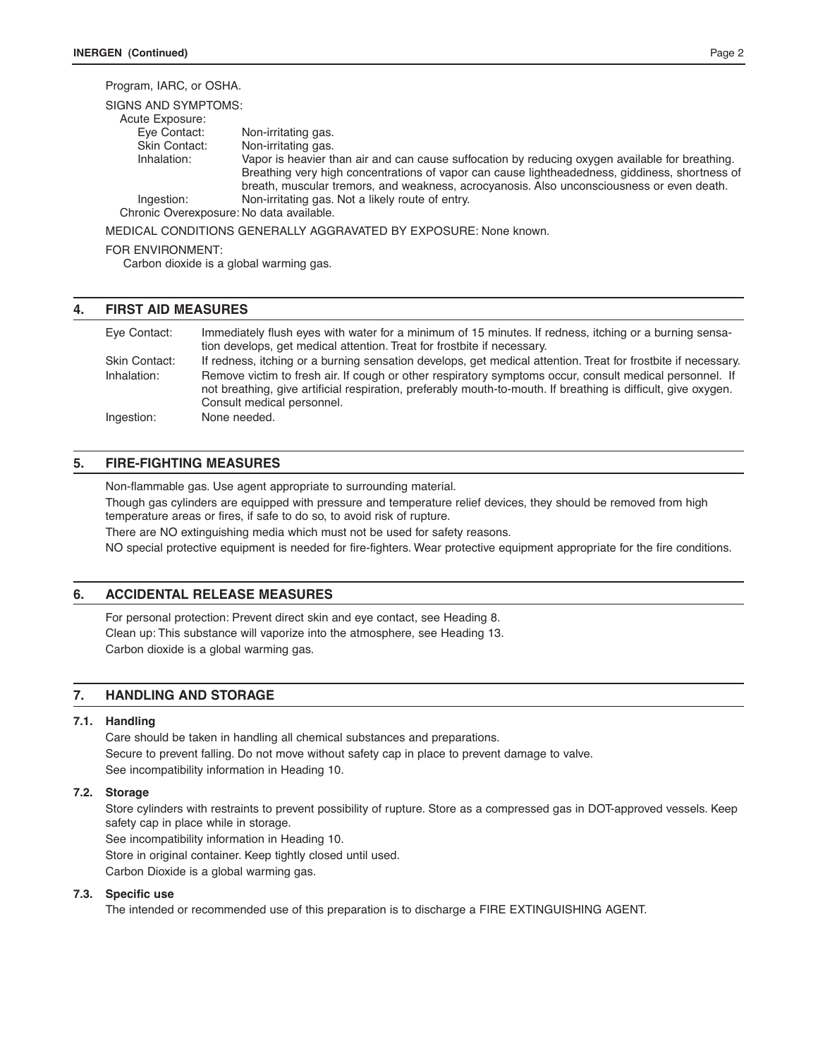Program, IARC, or OSHA.

SIGNS AND SYMPTOMS:

Acute Exposure:

- Eye Contact: Non-irritating gas.
- Skin Contact: Non-irritating gas.
- Inhalation: Vapor is heavier than air and can cause suffocation by reducing oxygen available for breathing. Breathing very high concentrations of vapor can cause lightheadedness, giddiness, shortness of breath, muscular tremors, and weakness, acrocyanosis. Also unconsciousness or even death.
- Ingestion: Non-irritating gas. Not a likely route of entry.

Chronic Overexposure: No data available.

MEDICAL CONDITIONS GENERALLY AGGRAVATED BY EXPOSURE: None known.

FOR ENVIRONMENT:

Carbon dioxide is a global warming gas.

## 4. FIRST AID MEASURES

- Eye Contact: Immediately flush eyes with water for a minimum of 15 minutes. If redness, itching or a burning sensation develops, get medical attention. Treat for frostbite if necessary.
- Skin Contact: If redness, itching or a burning sensation develops, get medical attention. Treat for frostbite if necessary.
- Inhalation: Remove victim to fresh air. If cough or other respiratory symptoms occur, consult medical personnel. If not breathing, give artificial respiration, preferably mouth-to-mouth. If breathing is difficult, give oxygen. Consult medical personnel.
- Ingestion: None needed.

## 5. FIRE-FIGHTING MEASURES

Non-flammable gas. Use agent appropriate to surrounding material.

Though gas cylinders are equipped with pressure and temperature relief devices, they should be removed from high temperature areas or fires, if safe to do so, to avoid risk of rupture.

There are NO extinguishing media which must not be used for safety reasons.

NO special protective equipment is needed for fire-fighters. Wear protective equipment appropriate for the fire conditions.

## 6. ACCIDENTAL RELEASE MEASURES

For personal protection: Prevent direct skin and eye contact, see Heading 8.

Clean up: This substance will vaporize into the atmosphere, see Heading 13.

Carbon dioxide is a global warming gas.

## 7. HANDLING AND STORAGE

### 7.1. Handling

Care should be taken in handling all chemical substances and preparations.

Secure to prevent falling. Do not move without safety cap in place to prevent damage to valve.

See incompatibility information in Heading 10.

### 7.2. Storage

Store cylinders with restraints to prevent possibility of rupture. Store as a compressed gas in DOT-approved vessels. Keep safety cap in place while in storage.

See incompatibility information in Heading 10.

Store in original container. Keep tightly closed until used.

Carbon Dioxide is a global warming gas.

### 7.3. Specific use

The intended or recommended use of this preparation is to discharge a FIRE EXTINGUISHING AGENT.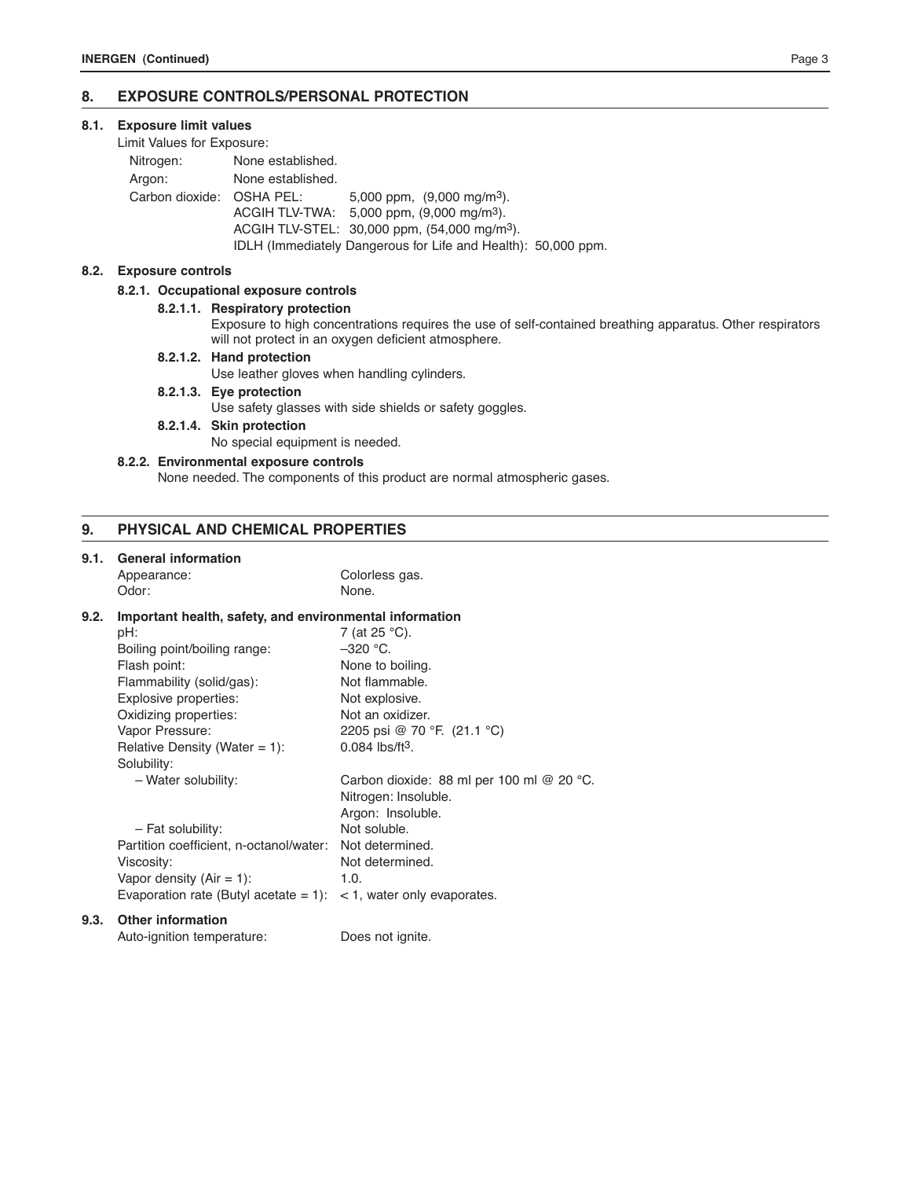## 8. EXPOSURE CONTROLS/PERSONAL PROTECTION

### 8.1. Exposure limit values

Limit Values for Exposure:

| | | |
|---|---|---|
| Nitrogen: | None established. | |
| Argon: | None established. | |
| Carbon dioxide: | OSHA PEL: | 5,000 ppm, (9,000 mg/m³). |
| | ACGIH TLV-TWA: | 5,000 ppm, (9,000 mg/m³). |
| | ACGIH TLV-STEL: | 30,000 ppm, (54,000 mg/m³). |
| | IDLH (Immediately Dangerous for Life and Health): 50,000 ppm. | |

### 8.2. Exposure controls

#### 8.2.1. Occupational exposure controls

**8.2.1.1. Respiratory protection**

Exposure to high concentrations requires the use of self-contained breathing apparatus. Other respirators will not protect in an oxygen deficient atmosphere.

**8.2.1.2. Hand protection**

Use leather gloves when handling cylinders.

**8.2.1.3. Eye protection**

Use safety glasses with side shields or safety goggles.

**8.2.1.4. Skin protection**

No special equipment is needed.

#### 8.2.2. Environmental exposure controls

None needed. The components of this product are normal atmospheric gases.

## 9. PHYSICAL AND CHEMICAL PROPERTIES

### 9.1. General information

| | |
|---|---|
| Appearance: | Colorless gas. |
| Odor: | None. |

### 9.2. Important health, safety, and environmental information

| | |
|---|---|
| pH: | 7 (at 25 °C). |
| Boiling point/boiling range: | –320 °C. |
| Flash point: | None to boiling. |
| Flammability (solid/gas): | Not flammable. |
| Explosive properties: | Not explosive. |
| Oxidizing properties: | Not an oxidizer. |
| Vapor Pressure: | 2205 psi @ 70 °F. (21.1 °C) |
| Relative Density (Water = 1): | 0.084 lbs/ft³. |
| Solubility: | |
| – Water solubility: | Carbon dioxide: 88 ml per 100 ml @ 20 °C. |
| | Nitrogen: Insoluble. |
| | Argon: Insoluble. |
| – Fat solubility: | Not soluble. |
| Partition coefficient, n-octanol/water: | Not determined. |
| Viscosity: | Not determined. |
| Vapor density (Air = 1): | 1.0. |
| Evaporation rate (Butyl acetate = 1): | < 1, water only evaporates. |

### 9.3. Other information

| | |
|---|---|
| Auto-ignition temperature: | Does not ignite. |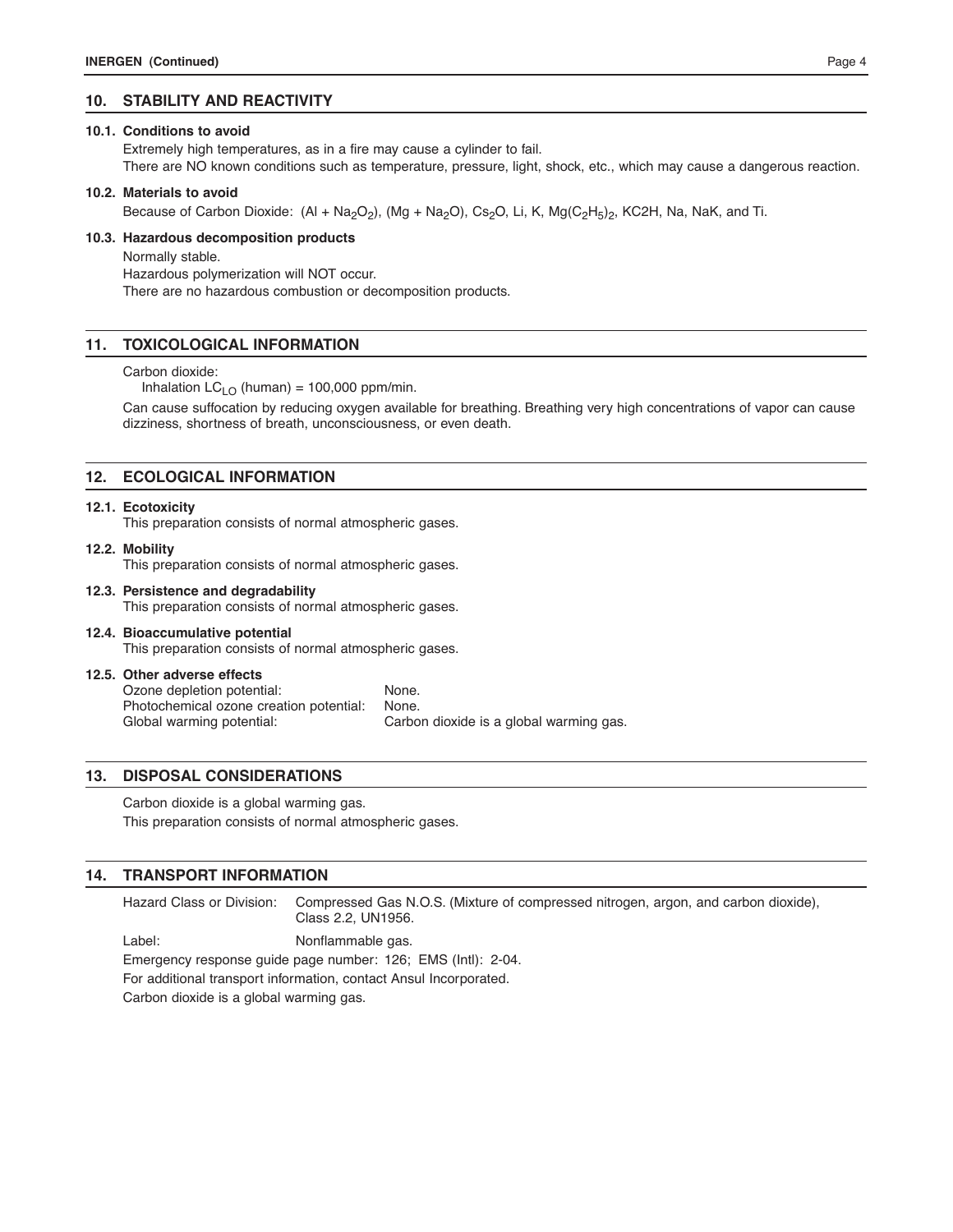## 10. STABILITY AND REACTIVITY

### 10.1. Conditions to avoid

Extremely high temperatures, as in a fire may cause a cylinder to fail.
There are NO known conditions such as temperature, pressure, light, shock, etc., which may cause a dangerous reaction.

### 10.2. Materials to avoid

Because of Carbon Dioxide: ($Al + Na_2O_2$), ($Mg + Na_2O$), $Cs_2O$, Li, K, $Mg(C_2H_5)_2$, KC2H, Na, NaK, and Ti.

### 10.3. Hazardous decomposition products

Normally stable.
Hazardous polymerization will NOT occur.
There are no hazardous combustion or decomposition products.

## 11. TOXICOLOGICAL INFORMATION

Carbon dioxide:
Inhalation $LC_{LO}$ (human) = 100,000 ppm/min.

Can cause suffocation by reducing oxygen available for breathing. Breathing very high concentrations of vapor can cause dizziness, shortness of breath, unconsciousness, or even death.

## 12. ECOLOGICAL INFORMATION

### 12.1. Ecotoxicity

This preparation consists of normal atmospheric gases.

### 12.2. Mobility

This preparation consists of normal atmospheric gases.

### 12.3. Persistence and degradability

This preparation consists of normal atmospheric gases.

### 12.4. Bioaccumulative potential

This preparation consists of normal atmospheric gases.

### 12.5. Other adverse effects

| | |
|---|---|
| Ozone depletion potential: | None. |
| Photochemical ozone creation potential: | None. |
| Global warming potential: | Carbon dioxide is a global warming gas. |

## 13. DISPOSAL CONSIDERATIONS

Carbon dioxide is a global warming gas.
This preparation consists of normal atmospheric gases.

## 14. TRANSPORT INFORMATION

| | |
|---|---|
| Hazard Class or Division: | Compressed Gas N.O.S. (Mixture of compressed nitrogen, argon, and carbon dioxide), Class 2.2, UN1956. |
| Label: | Nonflammable gas. |

Emergency response guide page number: 126; EMS (Intl): 2-04.
For additional transport information, contact Ansul Incorporated.
Carbon dioxide is a global warming gas.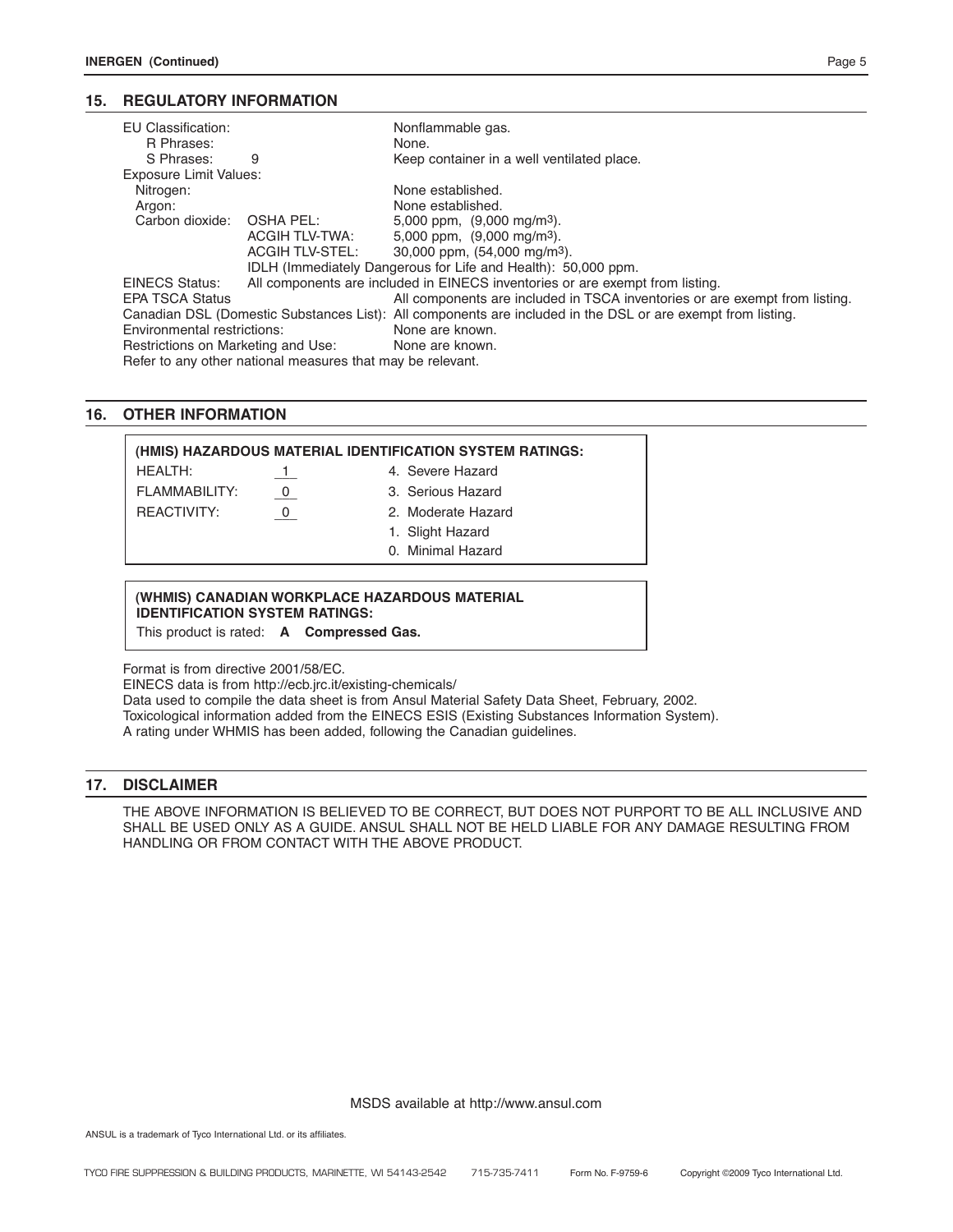## 15. REGULATORY INFORMATION

| | | |
|---|---|---|
| EU Classification: | | Nonflammable gas. |
| R Phrases: | | None. |
| S Phrases: | 9 | Keep container in a well ventilated place. |
| Exposure Limit Values: | | |
| Nitrogen: | | None established. |
| Argon: | | None established. |
| Carbon dioxide: | OSHA PEL: | 5,000 ppm, (9,000 mg/m$^3$). |
| | ACGIH TLV-TWA: | 5,000 ppm, (9,000 mg/m$^3$). |
| | ACGIH TLV-STEL: | 30,000 ppm, (54,000 mg/m$^3$). |
| | IDLH (Immediately Dangerous for Life and Health): 50,000 ppm. | |

EINECS Status: All components are included in EINECS inventories or are exempt from listing.

EPA TSCA Status: All components are included in TSCA inventories or are exempt from listing.

Canadian DSL (Domestic Substances List): All components are included in the DSL or are exempt from listing.

Environmental restrictions: None are known.

Restrictions on Marketing and Use: None are known.

Refer to any other national measures that may be relevant.

## 16. OTHER INFORMATION

**(HMIS) HAZARDOUS MATERIAL IDENTIFICATION SYSTEM RATINGS:**

| | | |
|---|---|---|
| HEALTH: | 1 | 4. Severe Hazard |
| FLAMMABILITY: | 0 | 3. Serious Hazard |
| REACTIVITY: | 0 | 2. Moderate Hazard |
| | | 1. Slight Hazard |
| | | 0. Minimal Hazard |

**(WHMIS) CANADIAN WORKPLACE HAZARDOUS MATERIAL IDENTIFICATION SYSTEM RATINGS:**

This product is rated: **A Compressed Gas.**

Format is from directive 2001/58/EC.

EINECS data is from http://ecb.jrc.it/existing-chemicals/

Data used to compile the data sheet is from Ansul Material Safety Data Sheet, February, 2002.

Toxicological information added from the EINECS ESIS (Existing Substances Information System).

A rating under WHMIS has been added, following the Canadian guidelines.

## 17. DISCLAIMER

THE ABOVE INFORMATION IS BELIEVED TO BE CORRECT, BUT DOES NOT PURPORT TO BE ALL INCLUSIVE AND SHALL BE USED ONLY AS A GUIDE. ANSUL SHALL NOT BE HELD LIABLE FOR ANY DAMAGE RESULTING FROM HANDLING OR FROM CONTACT WITH THE ABOVE PRODUCT.

MSDS available at http://www.ansul.com

ANSUL is a trademark of Tyco International Ltd. or its affiliates.

TYCO FIRE SUPPRESSION & BUILDING PRODUCTS, MARINETTE, WI 54143-2542 715-735-7411 Form No. F-9759-6 Copyright ©2009 Tyco International Ltd.